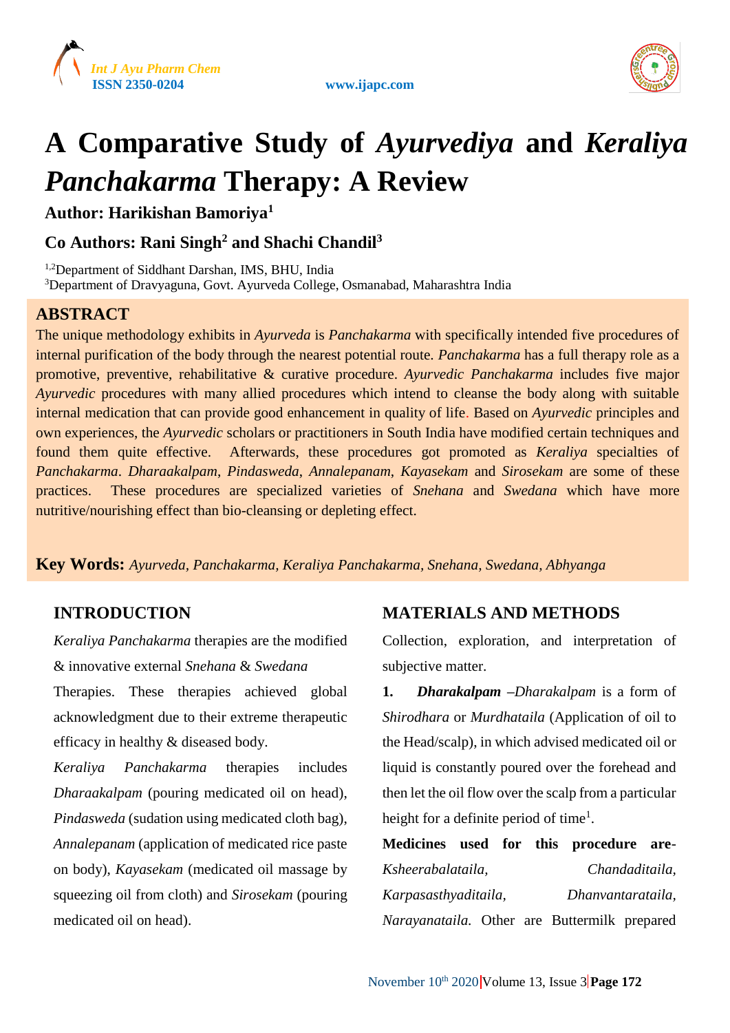# A Comparative Study of *Ayurvediya* and *Keraliya Panchakarma* Therapy: A Review

**Author: Harikishan Bamoriya[1]**

**Co Authors: Rani Singh[2] and Shachi Chandil[3]**

[1,2]Department of Siddhant Darshan, IMS, BHU, India
[3]Department of Dravyaguna, Govt. Ayurveda College, Osmanabad, Maharashtra India

## ABSTRACT

The unique methodology exhibits in *Ayurveda* is *Panchakarma* with specifically intended five procedures of internal purification of the body through the nearest potential route. *Panchakarma* has a full therapy role as a promotive, preventive, rehabilitative & curative procedure. *Ayurvedic Panchakarma* includes five major *Ayurvedic* procedures with many allied procedures which intend to cleanse the body along with suitable internal medication that can provide good enhancement in quality of life. Based on *Ayurvedic* principles and own experiences, the *Ayurvedic* scholars or practitioners in South India have modified certain techniques and found them quite effective. Afterwards, these procedures got promoted as *Keraliya* specialties of *Panchakarma*. *Dharaakalpam*, *Pindasweda*, *Annalepanam*, *Kayasekam* and *Sirosekam* are some of these practices. These procedures are specialized varieties of *Snehana* and *Swedana* which have more nutritive/nourishing effect than bio-cleansing or depleting effect.

**Key Words:** *Ayurveda, Panchakarma, Keraliya Panchakarma, Snehana, Swedana, Abhyanga*

## INTRODUCTION

*Keraliya Panchakarma* therapies are the modified & innovative external *Snehana* & *Swedana* Therapies. These therapies achieved global acknowledgment due to their extreme therapeutic efficacy in healthy & diseased body.

*Keraliya Panchakarma* therapies includes *Dharaakalpam* (pouring medicated oil on head), *Pindasweda* (sudation using medicated cloth bag), *Annalepanam* (application of medicated rice paste on body), *Kayasekam* (medicated oil massage by squeezing oil from cloth) and *Sirosekam* (pouring medicated oil on head).

## MATERIALS AND METHODS

Collection, exploration, and interpretation of subjective matter.

**1. *Dharakalpam*** –*Dharakalpam* is a form of *Shirodhara* or *Murdhataila* (Application of oil to the Head/scalp), in which advised medicated oil or liquid is constantly poured over the forehead and then let the oil flow over the scalp from a particular height for a definite period of time[1].

**Medicines used for this procedure are-** *Ksheerabalataila, Chandaditaila, Karpasasthyaditaila, Dhanvantarataila, Narayanataila.* Other are Buttermilk prepared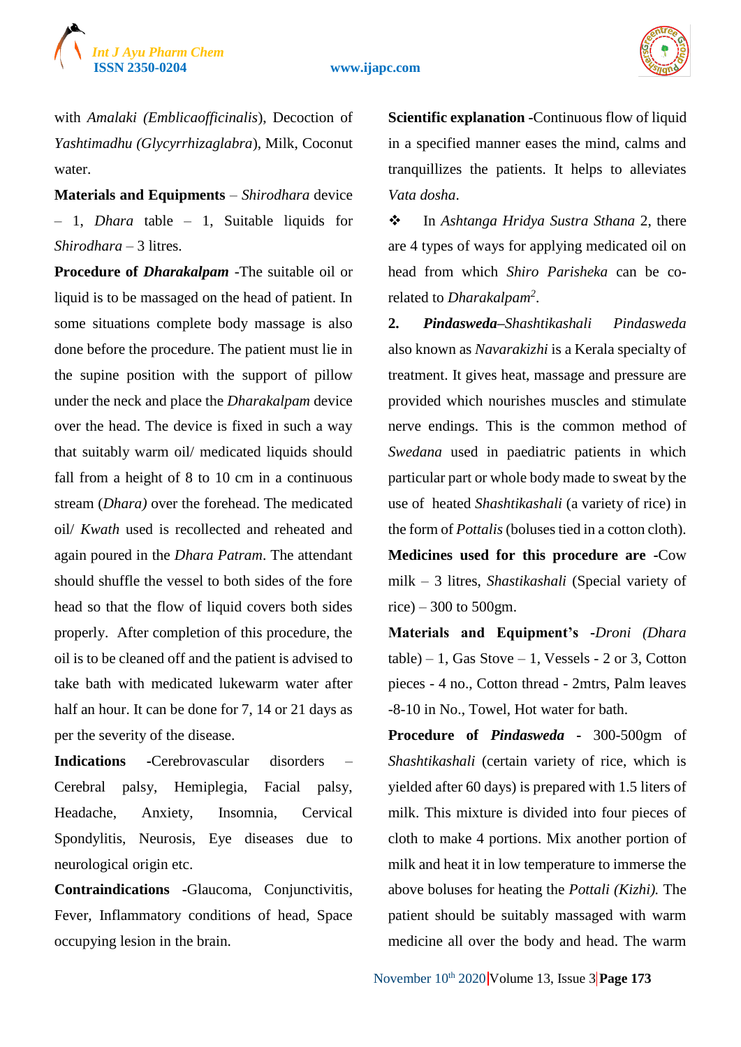with *Amalaki (Emblicaofficinalis*), Decoction of *Yashtimadhu (Glycyrrhizaglabra*), Milk, Coconut water.

**Materials and Equipments** – *Shirodhara* device – 1, *Dhara* table – 1, Suitable liquids for *Shirodhara* – 3 litres.

**Procedure of *Dharakalpam*** -The suitable oil or liquid is to be massaged on the head of patient. In some situations complete body massage is also done before the procedure. The patient must lie in the supine position with the support of pillow under the neck and place the *Dharakalpam* device over the head. The device is fixed in such a way that suitably warm oil/ medicated liquids should fall from a height of 8 to 10 cm in a continuous stream (*Dhara)* over the forehead. The medicated oil/ *Kwath* used is recollected and reheated and again poured in the *Dhara Patram*. The attendant should shuffle the vessel to both sides of the fore head so that the flow of liquid covers both sides properly. After completion of this procedure, the oil is to be cleaned off and the patient is advised to take bath with medicated lukewarm water after half an hour. It can be done for 7, 14 or 21 days as per the severity of the disease.

**Indications** -Cerebrovascular disorders – Cerebral palsy, Hemiplegia, Facial palsy, Headache, Anxiety, Insomnia, Cervical Spondylitis, Neurosis, Eye diseases due to neurological origin etc.

**Contraindications** -Glaucoma, Conjunctivitis, Fever, Inflammatory conditions of head, Space occupying lesion in the brain.

**Scientific explanation** -Continuous flow of liquid in a specified manner eases the mind, calms and tranquillizes the patients. It helps to alleviates *Vata dosha*.

❖ In *Ashtanga Hridya Sustra Sthana* 2, there are 4 types of ways for applying medicated oil on head from which *Shiro Parisheka* can be co-related to *Dharakalpam*[2].

**2. *Pindasweda*–*Shashtikashali*** *Pindasweda* also known as *Navarakizhi* is a Kerala specialty of treatment. It gives heat, massage and pressure are provided which nourishes muscles and stimulate nerve endings. This is the common method of *Swedana* used in paediatric patients in which particular part or whole body made to sweat by the use of heated *Shashtikashali* (a variety of rice) in the form of *Pottalis* (boluses tied in a cotton cloth).

**Medicines used for this procedure are** -Cow milk – 3 litres, *Shastikashali* (Special variety of rice) – 300 to 500gm.

**Materials and Equipment's** -*Droni (Dhara* table) – 1, Gas Stove – 1, Vessels - 2 or 3, Cotton pieces - 4 no., Cotton thread - 2mtrs, Palm leaves -8-10 in No., Towel, Hot water for bath.

**Procedure of *Pindasweda*** - 300-500gm of *Shashtikashali* (certain variety of rice, which is yielded after 60 days) is prepared with 1.5 liters of milk. This mixture is divided into four pieces of cloth to make 4 portions. Mix another portion of milk and heat it in low temperature to immerse the above boluses for heating the *Pottali (Kizhi).* The patient should be suitably massaged with warm medicine all over the body and head. The warm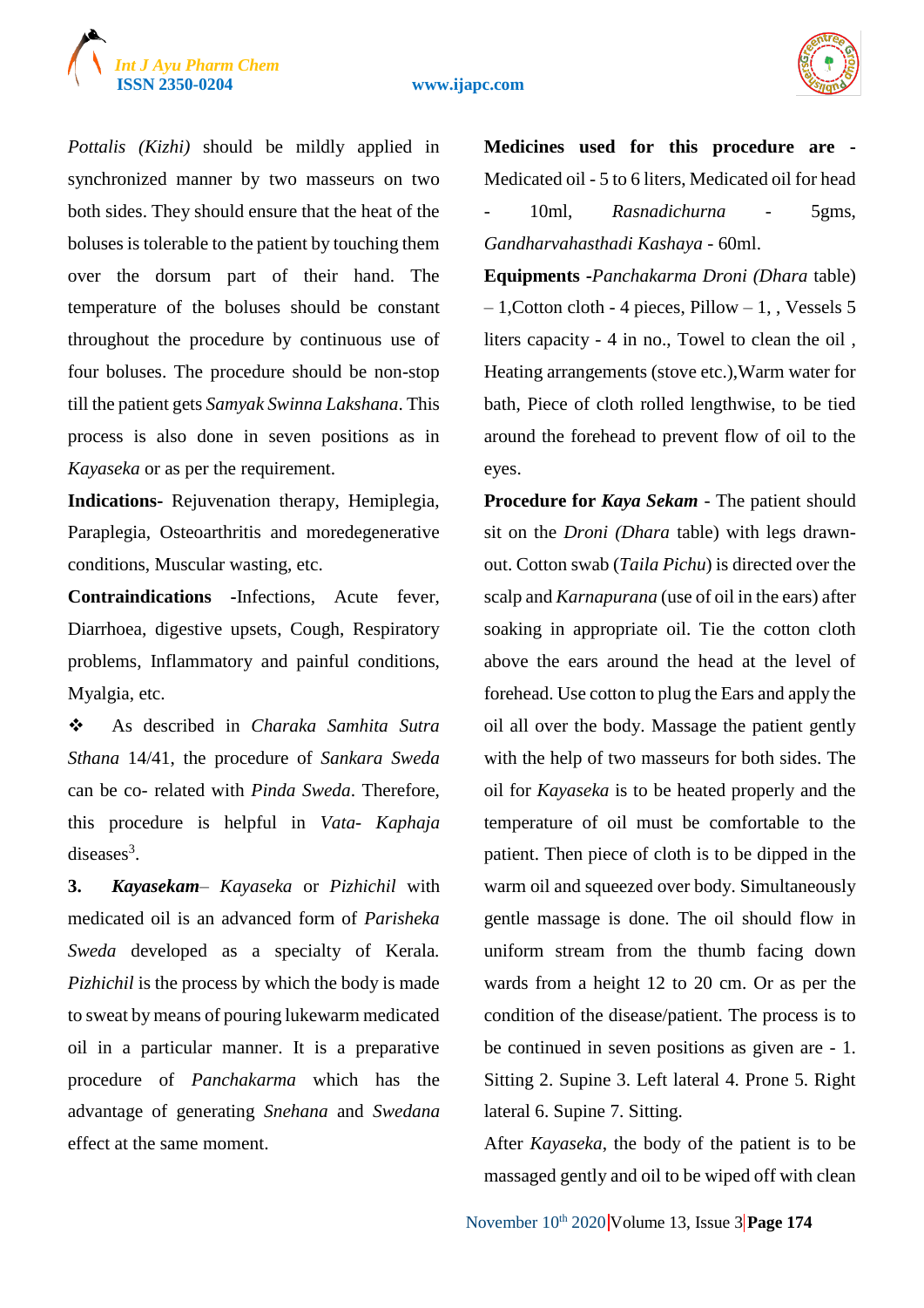*Pottalis (Kizhi)* should be mildly applied in synchronized manner by two masseurs on two both sides. They should ensure that the heat of the boluses is tolerable to the patient by touching them over the dorsum part of their hand. The temperature of the boluses should be constant throughout the procedure by continuous use of four boluses. The procedure should be non-stop till the patient gets *Samyak Swinna Lakshana*. This process is also done in seven positions as in *Kayaseka* or as per the requirement.

**Indications-** Rejuvenation therapy, Hemiplegia, Paraplegia, Osteoarthritis and moredegenerative conditions, Muscular wasting, etc.

**Contraindications** -Infections, Acute fever, Diarrhoea, digestive upsets, Cough, Respiratory problems, Inflammatory and painful conditions, Myalgia, etc.

❖ As described in *Charaka Samhita Sutra Sthana* 14/41, the procedure of *Sankara Sweda* can be co- related with *Pinda Sweda*. Therefore, this procedure is helpful in *Vata- Kaphaja* diseases[3].

**3. *Kayasekam***– *Kayaseka* or *Pizhichil* with medicated oil is an advanced form of *Parisheka Sweda* developed as a specialty of Kerala. *Pizhichil* is the process by which the body is made to sweat by means of pouring lukewarm medicated oil in a particular manner. It is a preparative procedure of *Panchakarma* which has the advantage of generating *Snehana* and *Swedana* effect at the same moment.

**Medicines used for this procedure are** - Medicated oil - 5 to 6 liters, Medicated oil for head - 10ml, *Rasnadichurna* - 5gms, *Gandharvahasthadi Kashaya* - 60ml.

**Equipments** -*Panchakarma Droni (Dhara* table) – 1,Cotton cloth - 4 pieces, Pillow – 1, , Vessels 5 liters capacity - 4 in no., Towel to clean the oil , Heating arrangements (stove etc.),Warm water for bath, Piece of cloth rolled lengthwise, to be tied around the forehead to prevent flow of oil to the eyes.

**Procedure for *Kaya Sekam*** - The patient should sit on the *Droni (Dhara* table) with legs drawn-out. Cotton swab (*Taila Pichu*) is directed over the scalp and *Karnapurana* (use of oil in the ears) after soaking in appropriate oil. Tie the cotton cloth above the ears around the head at the level of forehead. Use cotton to plug the Ears and apply the oil all over the body. Massage the patient gently with the help of two masseurs for both sides. The oil for *Kayaseka* is to be heated properly and the temperature of oil must be comfortable to the patient. Then piece of cloth is to be dipped in the warm oil and squeezed over body. Simultaneously gentle massage is done. The oil should flow in uniform stream from the thumb facing down wards from a height 12 to 20 cm. Or as per the condition of the disease/patient. The process is to be continued in seven positions as given are - 1. Sitting 2. Supine 3. Left lateral 4. Prone 5. Right lateral 6. Supine 7. Sitting.

After *Kayaseka*, the body of the patient is to be massaged gently and oil to be wiped off with clean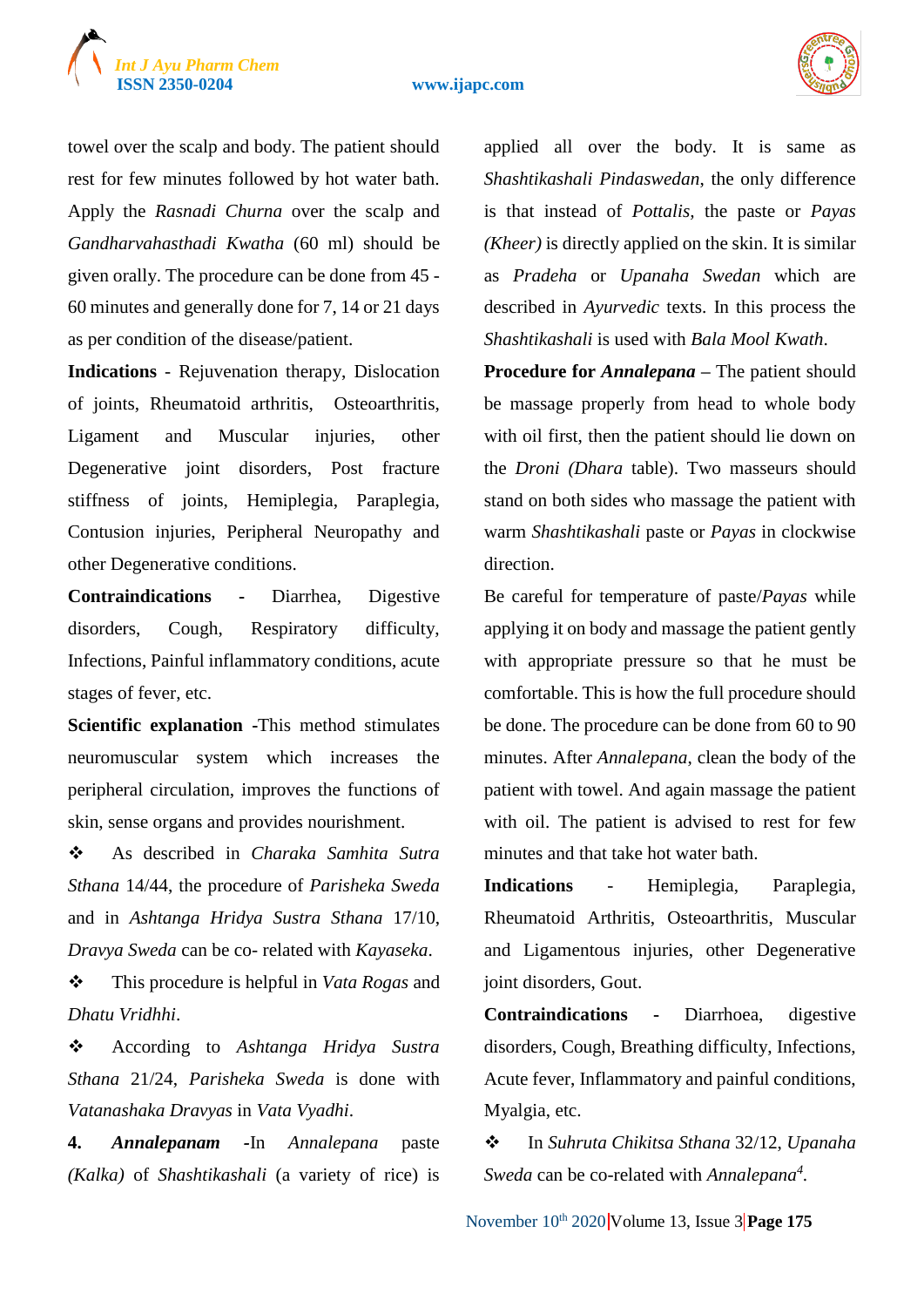towel over the scalp and body. The patient should rest for few minutes followed by hot water bath. Apply the *Rasnadi Churna* over the scalp and *Gandharvahasthadi Kwatha* (60 ml) should be given orally. The procedure can be done from 45 - 60 minutes and generally done for 7, 14 or 21 days as per condition of the disease/patient.

**Indications** - Rejuvenation therapy, Dislocation of joints, Rheumatoid arthritis, Osteoarthritis, Ligament and Muscular injuries, other Degenerative joint disorders, Post fracture stiffness of joints, Hemiplegia, Paraplegia, Contusion injuries, Peripheral Neuropathy and other Degenerative conditions.

**Contraindications** - Diarrhea, Digestive disorders, Cough, Respiratory difficulty, Infections, Painful inflammatory conditions, acute stages of fever, etc.

**Scientific explanation** -This method stimulates neuromuscular system which increases the peripheral circulation, improves the functions of skin, sense organs and provides nourishment.

- ❖ As described in *Charaka Samhita Sutra Sthana* 14/44, the procedure of *Parisheka Sweda* and in *Ashtanga Hridya Sustra Sthana* 17/10, *Dravya Sweda* can be co- related with *Kayaseka*.
- ❖ This procedure is helpful in *Vata Rogas* and *Dhatu Vridhhi*.
- ❖ According to *Ashtanga Hridya Sustra Sthana* 21/24, *Parisheka Sweda* is done with *Vatanashaka Dravyas* in *Vata Vyadhi*.

**4. *Annalepanam*** -In *Annalepana* paste *(Kalka)* of *Shashtikashali* (a variety of rice) is applied all over the body. It is same as *Shashtikashali Pindaswedan*, the only difference is that instead of *Pottalis*, the paste or *Payas (Kheer)* is directly applied on the skin. It is similar as *Pradeha* or *Upanaha Swedan* which are described in *Ayurvedic* texts. In this process the *Shashtikashali* is used with *Bala Mool Kwath*.

**Procedure for *Annalepana*** – The patient should be massage properly from head to whole body with oil first, then the patient should lie down on the *Droni (Dhara* table). Two masseurs should stand on both sides who massage the patient with warm *Shashtikashali* paste or *Payas* in clockwise direction.

Be careful for temperature of paste/*Payas* while applying it on body and massage the patient gently with appropriate pressure so that he must be comfortable. This is how the full procedure should be done. The procedure can be done from 60 to 90 minutes. After *Annalepana*, clean the body of the patient with towel. And again massage the patient with oil. The patient is advised to rest for few minutes and that take hot water bath.

**Indications** - Hemiplegia, Paraplegia, Rheumatoid Arthritis, Osteoarthritis, Muscular and Ligamentous injuries, other Degenerative joint disorders, Gout.

**Contraindications** - Diarrhoea, digestive disorders, Cough, Breathing difficulty, Infections, Acute fever, Inflammatory and painful conditions, Myalgia, etc.

- ❖ In *Suhruta Chikitsa Sthana* 32/12, *Upanaha Sweda* can be co-related with *Annalepana*[4].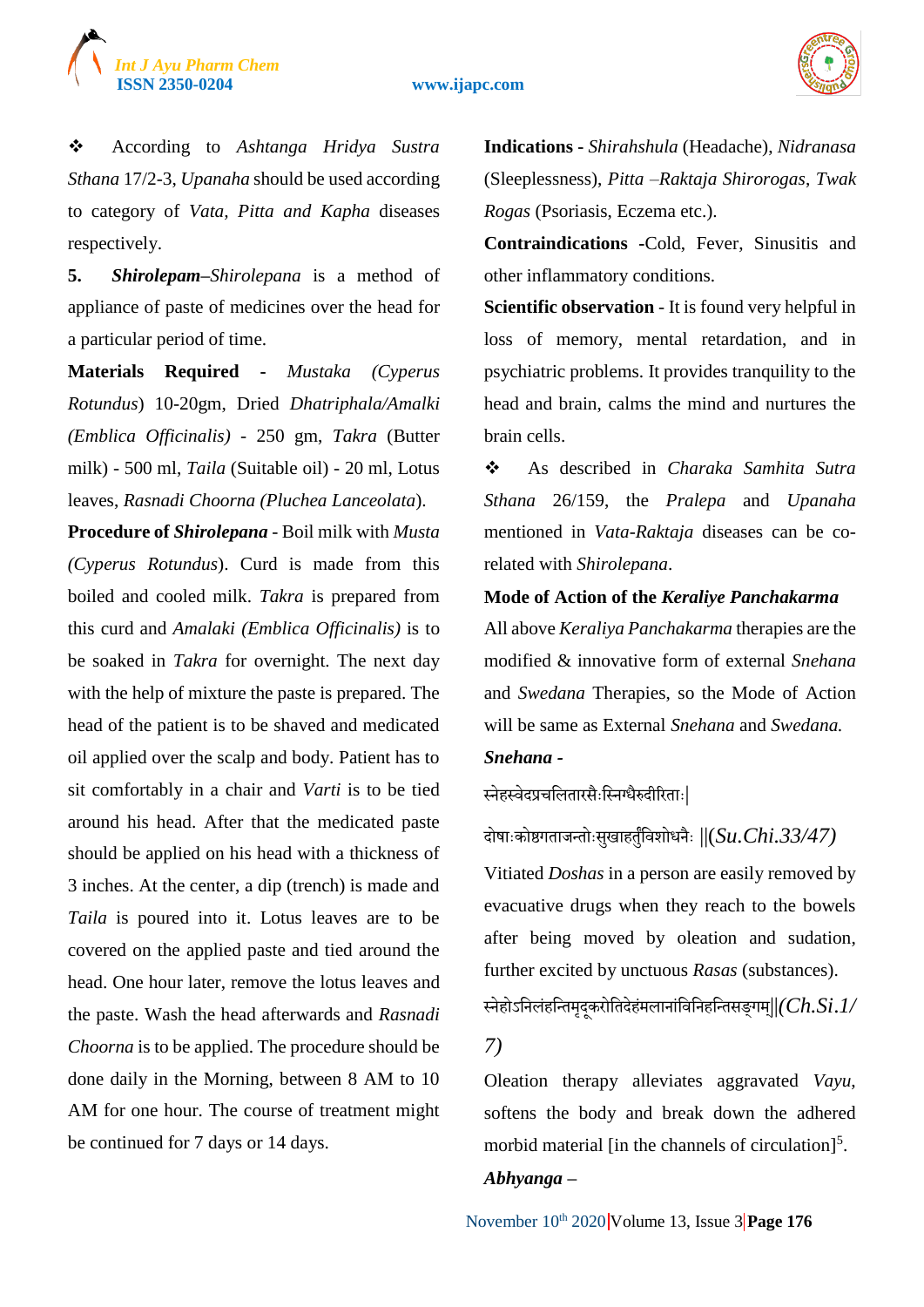❖ According to *Ashtanga Hridya Sustra Sthana* 17/2-3, *Upanaha* should be used according to category of *Vata, Pitta and Kapha* diseases respectively.

**5. *Shirolepam*–*Shirolepana*** is a method of appliance of paste of medicines over the head for a particular period of time.

**Materials Required** - *Mustaka (Cyperus Rotundus*) 10-20gm, Dried *Dhatriphala/Amalki (Emblica Officinalis)* - 250 gm, *Takra* (Butter milk) - 500 ml, *Taila* (Suitable oil) - 20 ml, Lotus leaves, *Rasnadi Choorna (Pluchea Lanceolata*).

**Procedure of *Shirolepana*** - Boil milk with *Musta (Cyperus Rotundus*). Curd is made from this boiled and cooled milk. *Takra* is prepared from this curd and *Amalaki (Emblica Officinalis)* is to be soaked in *Takra* for overnight. The next day with the help of mixture the paste is prepared. The head of the patient is to be shaved and medicated oil applied over the scalp and body. Patient has to sit comfortably in a chair and *Varti* is to be tied around his head. After that the medicated paste should be applied on his head with a thickness of 3 inches. At the center, a dip (trench) is made and *Taila* is poured into it. Lotus leaves are to be covered on the applied paste and tied around the head. One hour later, remove the lotus leaves and the paste. Wash the head afterwards and *Rasnadi Choorna* is to be applied. The procedure should be done daily in the Morning, between 8 AM to 10 AM for one hour. The course of treatment might be continued for 7 days or 14 days.

**Indications** - *Shirahshula* (Headache), *Nidranasa* (Sleeplessness), *Pitta –Raktaja Shirorogas*, *Twak Rogas* (Psoriasis, Eczema etc.).

**Contraindications** -Cold, Fever, Sinusitis and other inflammatory conditions.

**Scientific observation** - It is found very helpful in loss of memory, mental retardation, and in psychiatric problems. It provides tranquility to the head and brain, calms the mind and nurtures the brain cells.

❖ As described in *Charaka Samhita Sutra Sthana* 26/159, the *Pralepa* and *Upanaha* mentioned in *Vata-Raktaja* diseases can be co-related with *Shirolepana*.

**Mode of Action of the *Keraliye Panchakarma***

All above *Keraliya Panchakarma* therapies are the modified & innovative form of external *Snehana* and *Swedana* Therapies, so the Mode of Action will be same as External *Snehana* and *Swedana.*

***Snehana* -**

स्नेहस्वेदप्रचलितारसैःस्निग्धैरुदीरिताः|

दोषाःकोष्ठगताजन्तोःसुखाहर्तुंविशोधनैः ||(*Su.Chi.33/47)*

Vitiated *Doshas* in a person are easily removed by evacuative drugs when they reach to the bowels after being moved by oleation and sudation, further excited by unctuous *Rasas* (substances).

स्नेहोऽनिलंहन्तिमृदूकरोतिदेहंमलानांविनिहन्तिसङ्गम्||*(Ch.Si.1/7)*

Oleation therapy alleviates aggravated *Vayu*, softens the body and break down the adhered morbid material [in the channels of circulation][5].

***Abhyanga* –**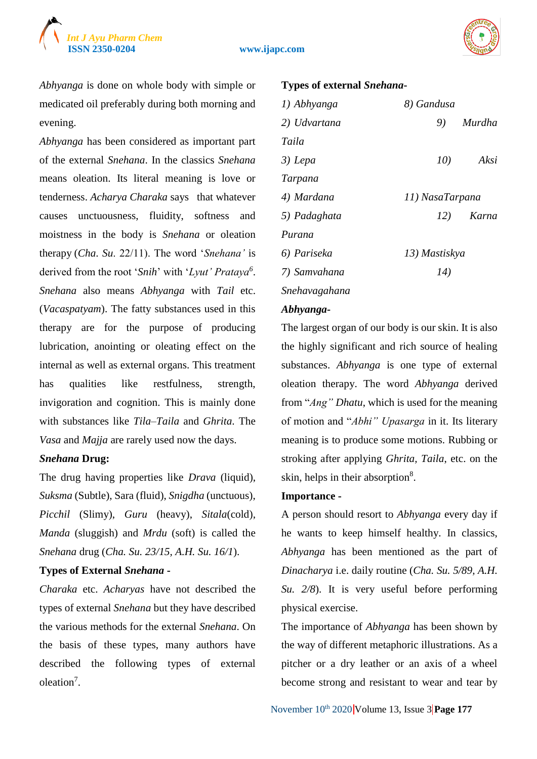*Abhyanga* is done on whole body with simple or medicated oil preferably during both morning and evening.

*Abhyanga* has been considered as important part of the external *Snehana*. In the classics *Snehana* means oleation. Its literal meaning is love or tenderness. *Acharya Charaka* says that whatever causes unctuousness, fluidity, softness and moistness in the body is *Snehana* or oleation therapy (*Cha. Su.* 22/11). The word '*Snehana'* is derived from the root '*Snih*' with '*Lyut' Prataya*[6]. *Snehana* also means *Abhyanga* with *Tail* etc. (*Vacaspatyam*). The fatty substances used in this therapy are for the purpose of producing lubrication, anointing or oleating effect on the internal as well as external organs. This treatment has qualities like restfulness, strength, invigoration and cognition. This is mainly done with substances like *Tila–Taila* and *Ghrita*. The *Vasa* and *Majja* are rarely used now the days.

**Snehana Drug:**

The drug having properties like *Drava* (liquid), *Suksma* (Subtle), Sara (fluid), *Snigdha* (unctuous), *Picchil* (Slimy), *Guru* (heavy), *Sitala*(cold), *Manda* (sluggish) and *Mrdu* (soft) is called the *Snehana* drug (*Cha. Su. 23/15*, *A.H. Su. 16/1*).

**Types of External *Snehana* -**

*Charaka* etc. *Acharyas* have not described the types of external *Snehana* but they have described the various methods for the external *Snehana*. On the basis of these types, many authors have described the following types of external oleation[7].

**Types of external *Snehana*-**

*1) Abhyanga*
*2) Udvartana*
*3) Lepa*
*4) Mardana*
*5) Padaghata*
*6) Pariseka*
*7) Samvahana*
*8) Gandusa*
*9) Murdha Taila*
*10) Aksi Tarpana*
*11) NasaTarpana*
*12) Karna Purana*
*13) Mastiskya*
*14) Snehavagahana*

***Abhyanga*-**

The largest organ of our body is our skin. It is also the highly significant and rich source of healing substances. *Abhyanga* is one type of external oleation therapy. The word *Abhyanga* derived from "*Ang" Dhatu*, which is used for the meaning of motion and "*Abhi" Upasarga* in it. Its literary meaning is to produce some motions. Rubbing or stroking after applying *Ghrita*, *Taila*, etc. on the skin, helps in their absorption[8].

**Importance -**

A person should resort to *Abhyanga* every day if he wants to keep himself healthy. In classics, *Abhyanga* has been mentioned as the part of *Dinacharya* i.e. daily routine (*Cha. Su. 5/89*, *A.H. Su. 2/8*). It is very useful before performing physical exercise.

The importance of *Abhyanga* has been shown by the way of different metaphoric illustrations. As a pitcher or a dry leather or an axis of a wheel become strong and resistant to wear and tear by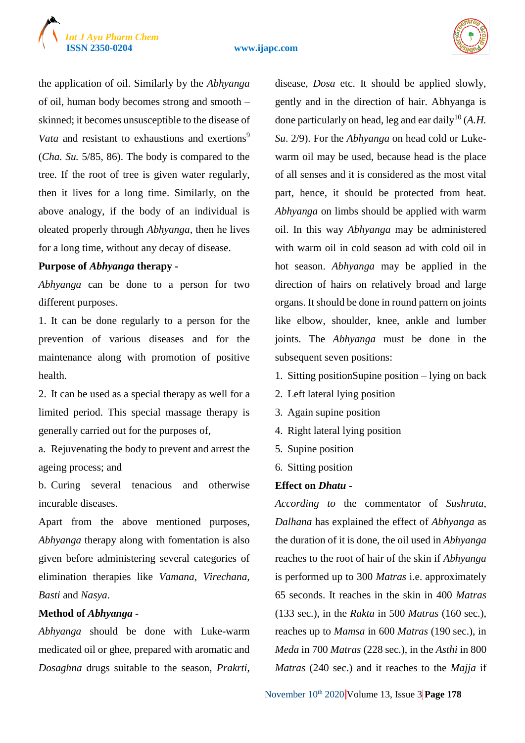the application of oil. Similarly by the *Abhyanga* of oil, human body becomes strong and smooth – skinned; it becomes unsusceptible to the disease of *Vata* and resistant to exhaustions and exertions[9] (*Cha. Su.* 5/85, 86). The body is compared to the tree. If the root of tree is given water regularly, then it lives for a long time. Similarly, on the above analogy, if the body of an individual is oleated properly through *Abhyanga*, then he lives for a long time, without any decay of disease.

**Purpose of *Abhyanga* therapy -**

*Abhyanga* can be done to a person for two different purposes.

1. It can be done regularly to a person for the prevention of various diseases and for the maintenance along with promotion of positive health.
2. It can be used as a special therapy as well for a limited period. This special massage therapy is generally carried out for the purposes of,

a. Rejuvenating the body to prevent and arrest the ageing process; and

b. Curing several tenacious and otherwise incurable diseases.

Apart from the above mentioned purposes, *Abhyanga* therapy along with fomentation is also given before administering several categories of elimination therapies like *Vamana, Virechana, Basti* and *Nasya*.

**Method of *Abhyanga* -**

*Abhyanga* should be done with Luke-warm medicated oil or ghee, prepared with aromatic and *Dosaghna* drugs suitable to the season, *Prakrti*, disease, *Dosa* etc. It should be applied slowly, gently and in the direction of hair. Abhyanga is done particularly on head, leg and ear daily[10] (*A.H. Su*. 2/9). For the *Abhyanga* on head cold or Luke-warm oil may be used, because head is the place of all senses and it is considered as the most vital part, hence, it should be protected from heat. *Abhyanga* on limbs should be applied with warm oil. In this way *Abhyanga* may be administered with warm oil in cold season ad with cold oil in hot season. *Abhyanga* may be applied in the direction of hairs on relatively broad and large organs. It should be done in round pattern on joints like elbow, shoulder, knee, ankle and lumber joints. The *Abhyanga* must be done in the subsequent seven positions:

1. Sitting positionSupine position – lying on back
2. Left lateral lying position
3. Again supine position
4. Right lateral lying position
5. Supine position
6. Sitting position

**Effect on *Dhatu* -**

*According to* the commentator of *Sushruta*, *Dalhana* has explained the effect of *Abhyanga* as the duration of it is done, the oil used in *Abhyanga* reaches to the root of hair of the skin if *Abhyanga* is performed up to 300 *Matras* i.e. approximately 65 seconds. It reaches in the skin in 400 *Matras* (133 sec.), in the *Rakta* in 500 *Matras* (160 sec.), reaches up to *Mamsa* in 600 *Matras* (190 sec.), in *Meda* in 700 *Matras* (228 sec.), in the *Asthi* in 800 *Matras* (240 sec.) and it reaches to the *Majja* if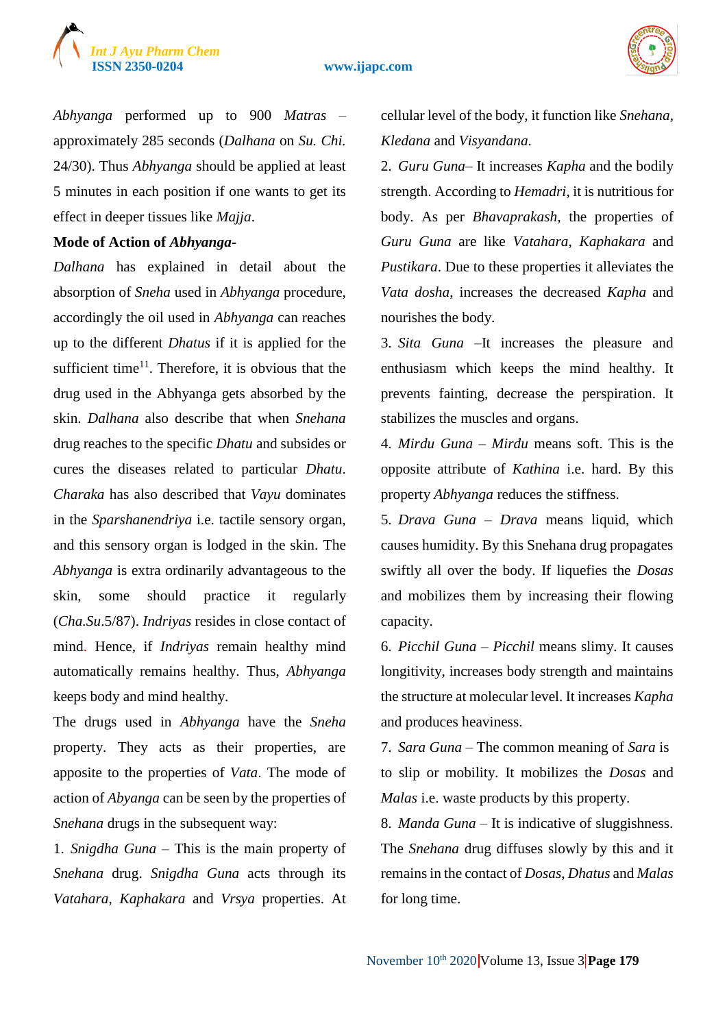*Abhyanga* performed up to 900 *Matras* – approximately 285 seconds (*Dalhana* on *Su. Chi.* 24/30). Thus *Abhyanga* should be applied at least 5 minutes in each position if one wants to get its effect in deeper tissues like *Majja*.

**Mode of Action of *Abhyanga*-**

*Dalhana* has explained in detail about the absorption of *Sneha* used in *Abhyanga* procedure, accordingly the oil used in *Abhyanga* can reaches up to the different *Dhatus* if it is applied for the sufficient time[11]. Therefore, it is obvious that the drug used in the Abhyanga gets absorbed by the skin. *Dalhana* also describe that when *Snehana* drug reaches to the specific *Dhatu* and subsides or cures the diseases related to particular *Dhatu*. *Charaka* has also described that *Vayu* dominates in the *Sparshanendriya* i.e. tactile sensory organ, and this sensory organ is lodged in the skin. The *Abhyanga* is extra ordinarily advantageous to the skin, some should practice it regularly (*Cha.Su*.5/87). *Indriyas* resides in close contact of mind. Hence, if *Indriyas* remain healthy mind automatically remains healthy. Thus, *Abhyanga* keeps body and mind healthy.

The drugs used in *Abhyanga* have the *Sneha* property. They acts as their properties, are apposite to the properties of *Vata*. The mode of action of *Abyanga* can be seen by the properties of *Snehana* drugs in the subsequent way:

1. *Snigdha Guna* – This is the main property of *Snehana* drug. *Snigdha Guna* acts through its *Vatahara*, *Kaphakara* and *Vrsya* properties. At cellular level of the body, it function like *Snehana*, *Kledana* and *Visyandana*.
2. *Guru Guna*– It increases *Kapha* and the bodily strength. According to *Hemadri*, it is nutritious for body. As per *Bhavaprakash*, the properties of *Guru Guna* are like *Vatahara*, *Kaphakara* and *Pustikara*. Due to these properties it alleviates the *Vata dosha*, increases the decreased *Kapha* and nourishes the body.
3. *Sita Guna* –It increases the pleasure and enthusiasm which keeps the mind healthy. It prevents fainting, decrease the perspiration. It stabilizes the muscles and organs.
4. *Mirdu Guna* – *Mirdu* means soft. This is the opposite attribute of *Kathina* i.e. hard. By this property *Abhyanga* reduces the stiffness.
5. *Drava Guna* – *Drava* means liquid, which causes humidity. By this Snehana drug propagates swiftly all over the body. If liquefies the *Dosas* and mobilizes them by increasing their flowing capacity.
6. *Picchil Guna* – *Picchil* means slimy. It causes longitivity, increases body strength and maintains the structure at molecular level. It increases *Kapha* and produces heaviness.
7. *Sara Guna* – The common meaning of *Sara* is to slip or mobility. It mobilizes the *Dosas* and *Malas* i.e. waste products by this property.
8. *Manda Guna* – It is indicative of sluggishness. The *Snehana* drug diffuses slowly by this and it remains in the contact of *Dosas*, *Dhatus* and *Malas* for long time.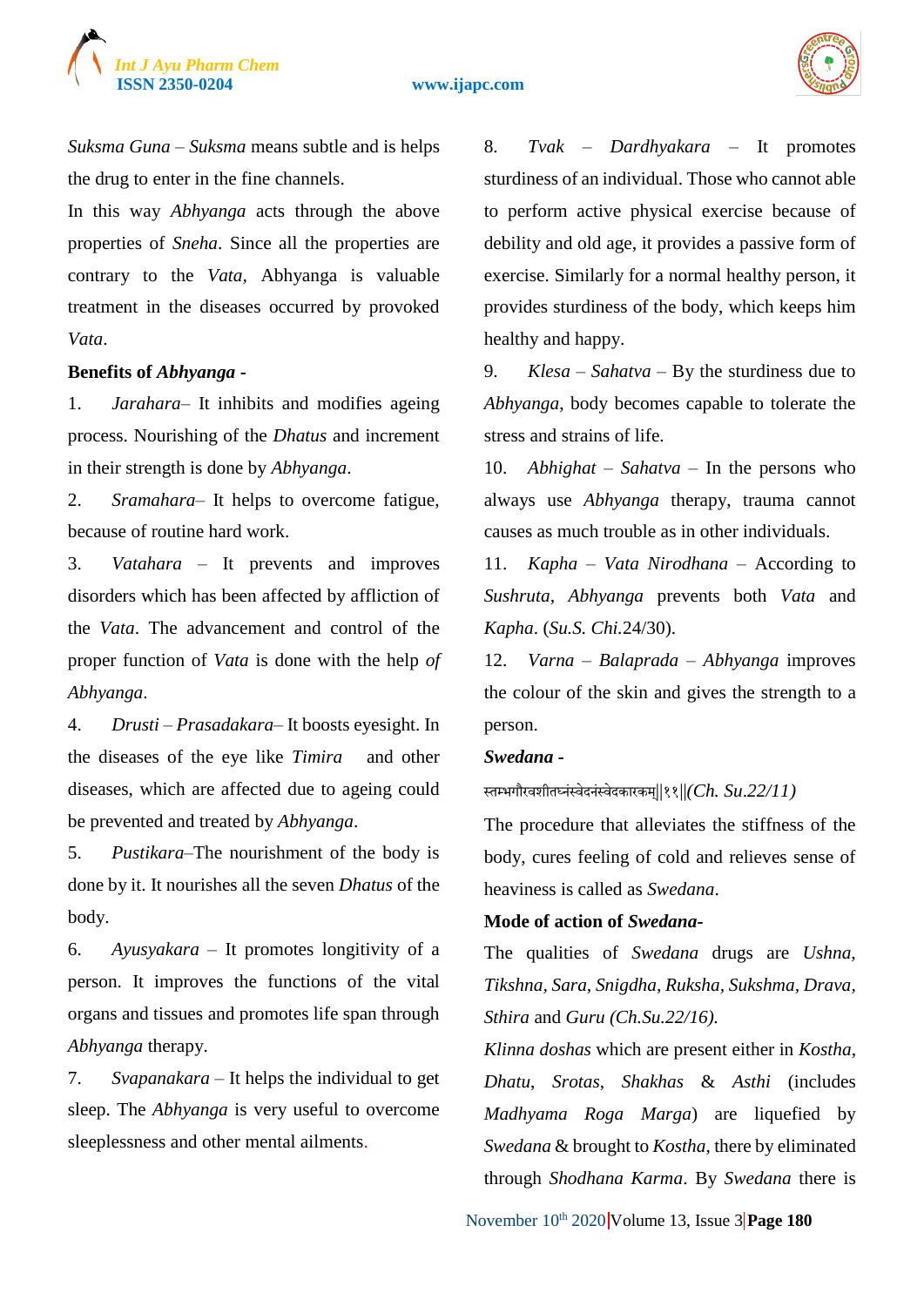*Suksma Guna* – *Suksma* means subtle and is helps the drug to enter in the fine channels.

In this way *Abhyanga* acts through the above properties of *Sneha*. Since all the properties are contrary to the *Vata*, Abhyanga is valuable treatment in the diseases occurred by provoked *Vata*.

**Benefits of *Abhyanga* -**

1. *Jarahara*– It inhibits and modifies ageing process. Nourishing of the *Dhatus* and increment in their strength is done by *Abhyanga*.
2. *Sramahara*– It helps to overcome fatigue, because of routine hard work.
3. *Vatahara* – It prevents and improves disorders which has been affected by affliction of the *Vata*. The advancement and control of the proper function of *Vata* is done with the help *of Abhyanga*.
4. *Drusti* – *Prasadakara*– It boosts eyesight. In the diseases of the eye like *Timira* and other diseases, which are affected due to ageing could be prevented and treated by *Abhyanga*.
5. *Pustikara*–The nourishment of the body is done by it. It nourishes all the seven *Dhatus* of the body.
6. *Ayusyakara* – It promotes longitivity of a person. It improves the functions of the vital organs and tissues and promotes life span through *Abhyanga* therapy.
7. *Svapanakara* – It helps the individual to get sleep. The *Abhyanga* is very useful to overcome sleeplessness and other mental ailments.
8. *Tvak* – *Dardhyakara* – It promotes sturdiness of an individual. Those who cannot able to perform active physical exercise because of debility and old age, it provides a passive form of exercise. Similarly for a normal healthy person, it provides sturdiness of the body, which keeps him healthy and happy.
9. *Klesa* – *Sahatva* – By the sturdiness due to *Abhyanga*, body becomes capable to tolerate the stress and strains of life.
10. *Abhighat* – *Sahatva* – In the persons who always use *Abhyanga* therapy, trauma cannot causes as much trouble as in other individuals.
11. *Kapha* – *Vata Nirodhana* – According to *Sushruta*, *Abhyanga* prevents both *Vata* and *Kapha*. (*Su.S. Chi.*24/30).
12. *Varna* – *Balaprada* – *Abhyanga* improves the colour of the skin and gives the strength to a person.

***Swedana* -**

स्तम्भगौरवशीतघ्नंस्वेदनंस्वेदकारकम्||११||*(Ch. Su.22/11)*

The procedure that alleviates the stiffness of the body, cures feeling of cold and relieves sense of heaviness is called as *Swedana*.

**Mode of action of *Swedana*-**

The qualities of *Swedana* drugs are *Ushna, Tikshna, Sara, Snigdha, Ruksha, Sukshma, Drava, Sthira* and *Guru (Ch.Su.22/16).*

*Klinna doshas* which are present either in *Kostha, Dhatu, Srotas, Shakhas* & *Asthi* (includes *Madhyama Roga Marga*) are liquefied by *Swedana* & brought to *Kostha*, there by eliminated through *Shodhana Karma*. By *Swedana* there is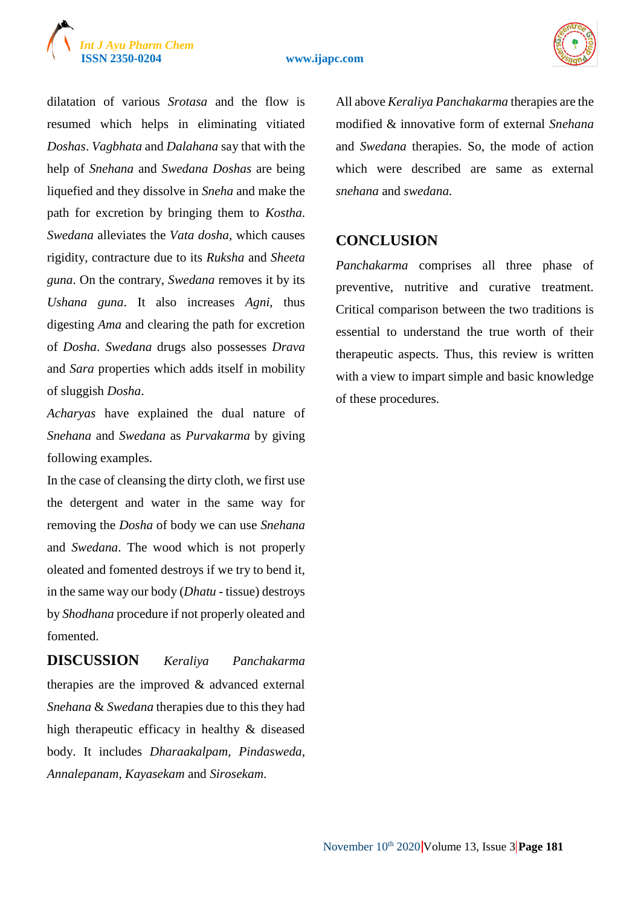dilatation of various *Srotasa* and the flow is resumed which helps in eliminating vitiated *Doshas*. *Vagbhata* and *Dalahana* say that with the help of *Snehana* and *Swedana Doshas* are being liquefied and they dissolve in *Sneha* and make the path for excretion by bringing them to *Kostha*. *Swedana* alleviates the *Vata dosha*, which causes rigidity, contracture due to its *Ruksha* and *Sheeta guna*. On the contrary, *Swedana* removes it by its *Ushana guna*. It also increases *Agni*, thus digesting *Ama* and clearing the path for excretion of *Dosha*. *Swedana* drugs also possesses *Drava* and *Sara* properties which adds itself in mobility of sluggish *Dosha*.

*Acharyas* have explained the dual nature of *Snehana* and *Swedana* as *Purvakarma* by giving following examples.

In the case of cleansing the dirty cloth, we first use the detergent and water in the same way for removing the *Dosha* of body we can use *Snehana* and *Swedana*. The wood which is not properly oleated and fomented destroys if we try to bend it, in the same way our body (*Dhatu* - tissue) destroys by *Shodhana* procedure if not properly oleated and fomented.

## DISCUSSION

*Keraliya Panchakarma* therapies are the improved & advanced external *Snehana* & *Swedana* therapies due to this they had high therapeutic efficacy in healthy & diseased body. It includes *Dharaakalpam*, *Pindasweda*, *Annalepanam*, *Kayasekam* and *Sirosekam*.

All above *Keraliya Panchakarma* therapies are the modified & innovative form of external *Snehana* and *Swedana* therapies. So, the mode of action which were described are same as external *snehana* and *swedana*.

## CONCLUSION

*Panchakarma* comprises all three phase of preventive, nutritive and curative treatment. Critical comparison between the two traditions is essential to understand the true worth of their therapeutic aspects. Thus, this review is written with a view to impart simple and basic knowledge of these procedures.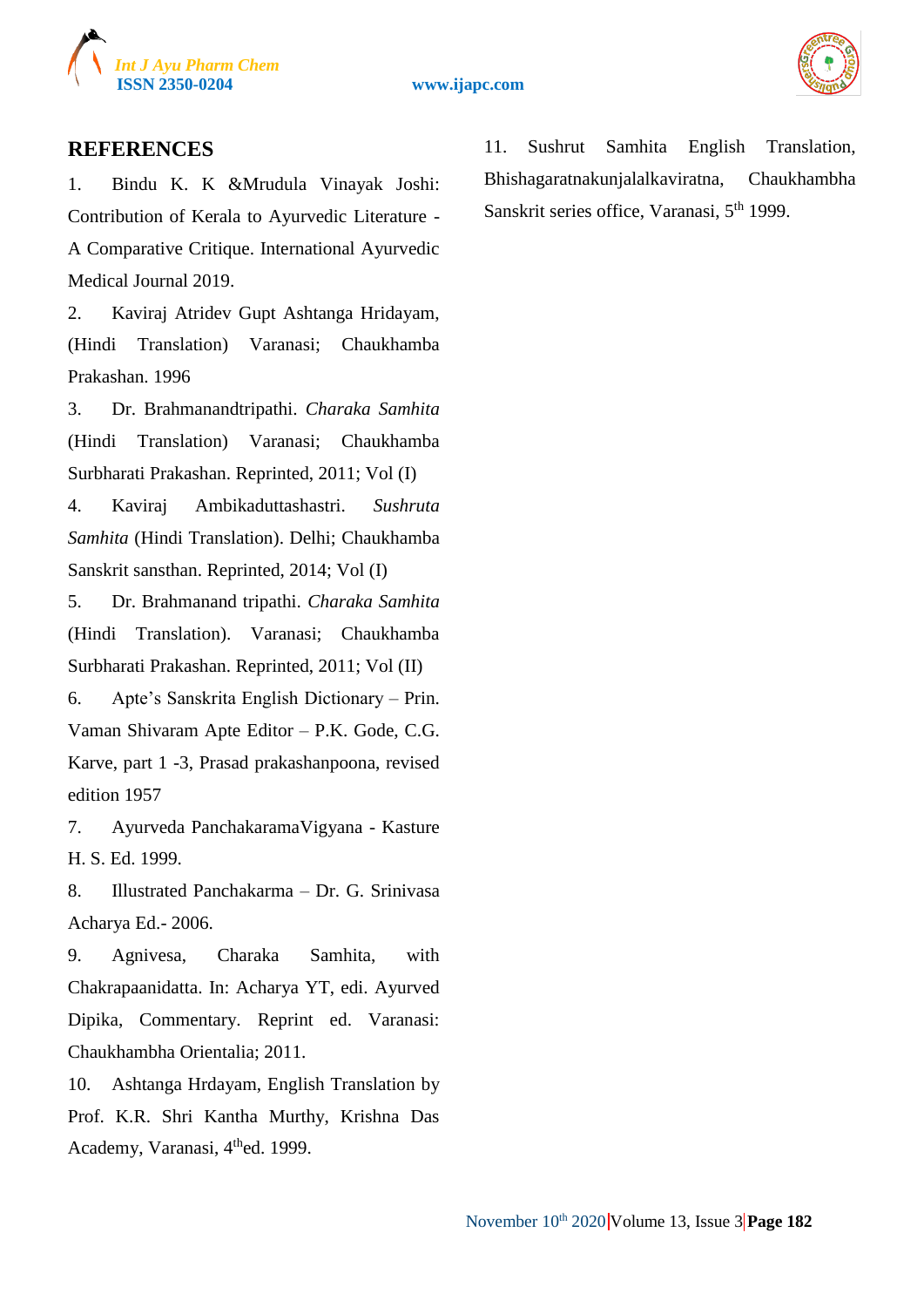## REFERENCES

1. Bindu K. K &Mrudula Vinayak Joshi: Contribution of Kerala to Ayurvedic Literature - A Comparative Critique. International Ayurvedic Medical Journal 2019.
2. Kaviraj Atridev Gupt Ashtanga Hridayam, (Hindi Translation) Varanasi; Chaukhamba Prakashan. 1996
3. Dr. Brahmanandtripathi. *Charaka Samhita* (Hindi Translation) Varanasi; Chaukhamba Surbharati Prakashan. Reprinted, 2011; Vol (I)
4. Kaviraj Ambikaduttashastri. *Sushruta Samhita* (Hindi Translation). Delhi; Chaukhamba Sanskrit sansthan. Reprinted, 2014; Vol (I)
5. Dr. Brahmanand tripathi. *Charaka Samhita* (Hindi Translation). Varanasi; Chaukhamba Surbharati Prakashan. Reprinted, 2011; Vol (II)
6. Apte's Sanskrita English Dictionary – Prin. Vaman Shivaram Apte Editor – P.K. Gode, C.G. Karve, part 1 -3, Prasad prakashanpoona, revised edition 1957
7. Ayurveda PanchakaramaVigyana - Kasture H. S. Ed. 1999.
8. Illustrated Panchakarma – Dr. G. Srinivasa Acharya Ed.- 2006.
9. Agnivesa, Charaka Samhita, with Chakrapaanidatta. In: Acharya YT, edi. Ayurved Dipika, Commentary. Reprint ed. Varanasi: Chaukhambha Orientalia; 2011.
10. Ashtanga Hrdayam, English Translation by Prof. K.R. Shri Kantha Murthy, Krishna Das Academy, Varanasi, 4th ed. 1999.
11. Sushrut Samhita English Translation, Bhishagaratnakunjalalkaviratna, Chaukhambha Sanskrit series office, Varanasi, 5th 1999.